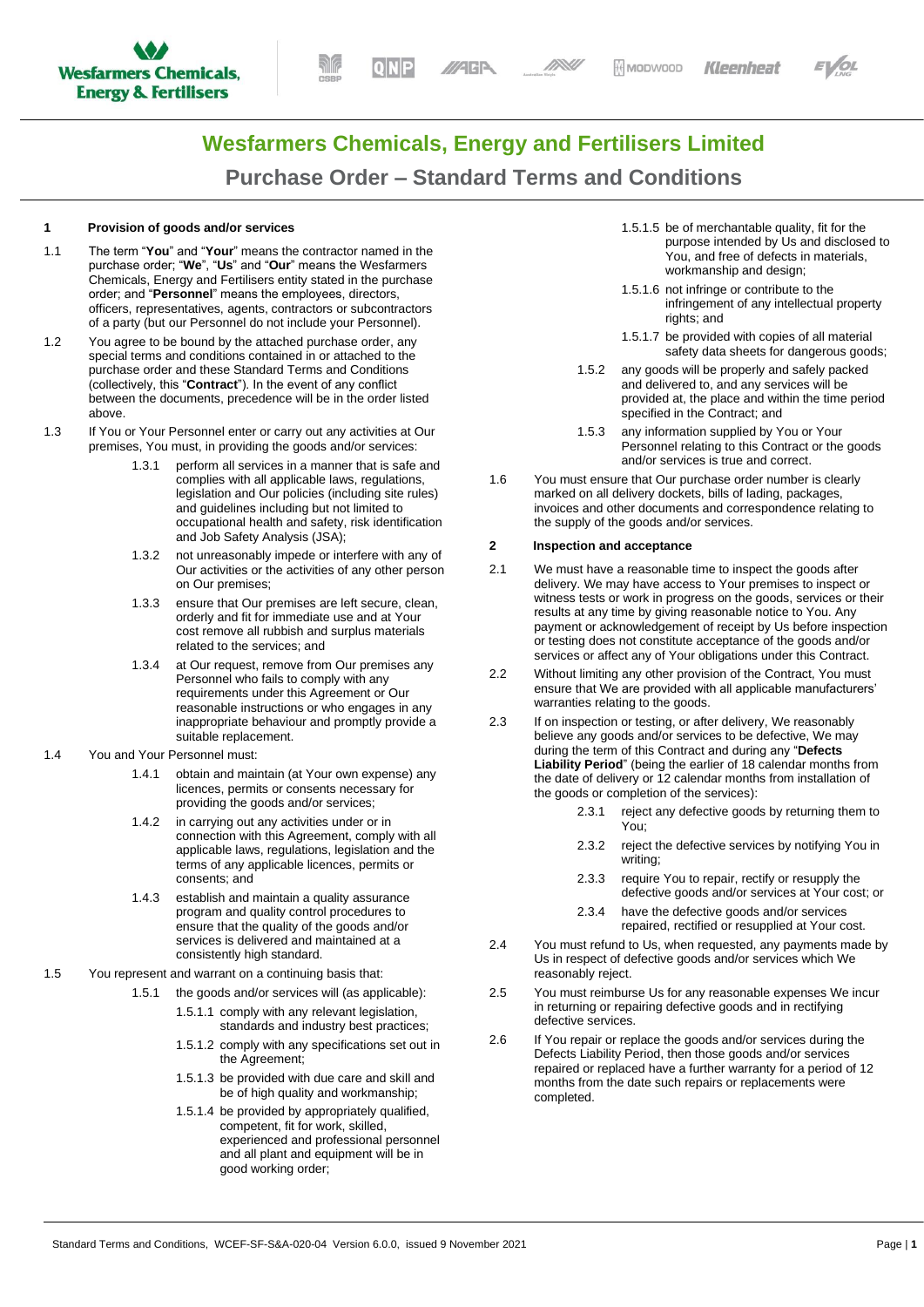# Wesfarmers Chemicals, Energy and Fertilisers Limited

## Purchase Order – Standard Terms and Conditions

### 1 Provision of goods and/or services

1.1 The term "**You**" and "**Your**" means the contractor named in the purchase order; "**We**", "**Us**" and "**Our**" means the Wesfarmers Chemicals, Energy and Fertilisers entity stated in the purchase order; and "**Personnel**" means the employees, directors, officers, representatives, agents, contractors or subcontractors of a party (but our Personnel do not include your Personnel).

1.2 You agree to be bound by the attached purchase order, any special terms and conditions contained in or attached to the purchase order and these Standard Terms and Conditions (collectively, this "**Contract**"). In the event of any conflict between the documents, precedence will be in the order listed above.

1.3 If You or Your Personnel enter or carry out any activities at Our premises, You must, in providing the goods and/or services:

1.3.1 perform all services in a manner that is safe and complies with all applicable laws, regulations, legislation and Our policies (including site rules) and guidelines including but not limited to occupational health and safety, risk identification and Job Safety Analysis (JSA);

1.3.2 not unreasonably impede or interfere with any of Our activities or the activities of any other person on Our premises;

1.3.3 ensure that Our premises are left secure, clean, orderly and fit for immediate use and at Your cost remove all rubbish and surplus materials related to the services; and

1.3.4 at Our request, remove from Our premises any Personnel who fails to comply with any requirements under this Agreement or Our reasonable instructions or who engages in any inappropriate behaviour and promptly provide a suitable replacement.

1.4 You and Your Personnel must:

1.4.1 obtain and maintain (at Your own expense) any licences, permits or consents necessary for providing the goods and/or services;

1.4.2 in carrying out any activities under or in connection with this Agreement, comply with all applicable laws, regulations, legislation and the terms of any applicable licences, permits or consents; and

1.4.3 establish and maintain a quality assurance program and quality control procedures to ensure that the quality of the goods and/or services is delivered and maintained at a consistently high standard.

1.5 You represent and warrant on a continuing basis that:

1.5.1 the goods and/or services will (as applicable):

1.5.1.1 comply with any relevant legislation, standards and industry best practices;

1.5.1.2 comply with any specifications set out in the Agreement;

1.5.1.3 be provided with due care and skill and be of high quality and workmanship;

1.5.1.4 be provided by appropriately qualified, competent, fit for work, skilled, experienced and professional personnel and all plant and equipment will be in good working order;

1.5.1.5 be of merchantable quality, fit for the purpose intended by Us and disclosed to You, and free of defects in materials, workmanship and design;

1.5.1.6 not infringe or contribute to the infringement of any intellectual property rights; and

1.5.1.7 be provided with copies of all material safety data sheets for dangerous goods;

1.5.2 any goods will be properly and safely packed and delivered to, and any services will be provided at, the place and within the time period specified in the Contract; and

1.5.3 any information supplied by You or Your Personnel relating to this Contract or the goods and/or services is true and correct.

1.6 You must ensure that Our purchase order number is clearly marked on all delivery dockets, bills of lading, packages, invoices and other documents and correspondence relating to the supply of the goods and/or services.

### 2 Inspection and acceptance

2.1 We must have a reasonable time to inspect the goods after delivery. We may have access to Your premises to inspect or witness tests or work in progress on the goods, services or their results at any time by giving reasonable notice to You. Any payment or acknowledgement of receipt by Us before inspection or testing does not constitute acceptance of the goods and/or services or affect any of Your obligations under this Contract.

2.2 Without limiting any other provision of the Contract, You must ensure that We are provided with all applicable manufacturers' warranties relating to the goods.

2.3 If on inspection or testing, or after delivery, We reasonably believe any goods and/or services to be defective, We may during the term of this Contract and during any "**Defects Liability Period**" (being the earlier of 18 calendar months from the date of delivery or 12 calendar months from installation of the goods or completion of the services):

2.3.1 reject any defective goods by returning them to You;

2.3.2 reject the defective services by notifying You in writing;

2.3.3 require You to repair, rectify or resupply the defective goods and/or services at Your cost; or

2.3.4 have the defective goods and/or services repaired, rectified or resupplied at Your cost.

2.4 You must refund to Us, when requested, any payments made by Us in respect of defective goods and/or services which We reasonably reject.

2.5 You must reimburse Us for any reasonable expenses We incur in returning or repairing defective goods and in rectifying defective services.

2.6 If You repair or replace the goods and/or services during the Defects Liability Period, then those goods and/or services repaired or replaced have a further warranty for a period of 12 months from the date such repairs or replacements were completed.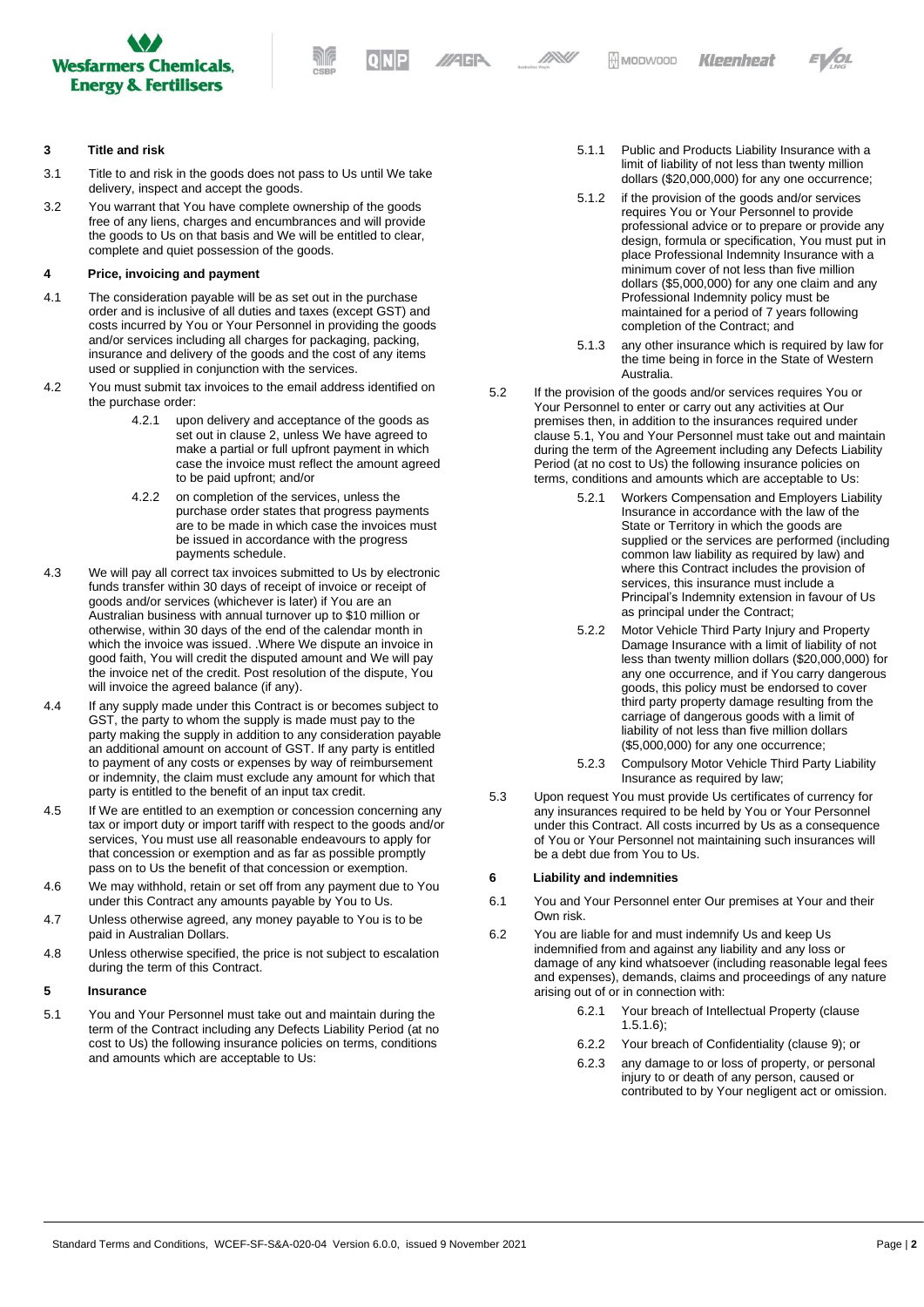## 3 Title and risk

3.1 Title to and risk in the goods does not pass to Us until We take delivery, inspect and accept the goods.

3.2 You warrant that You have complete ownership of the goods free of any liens, charges and encumbrances and will provide the goods to Us on that basis and We will be entitled to clear, complete and quiet possession of the goods.

## 4 Price, invoicing and payment

4.1 The consideration payable will be as set out in the purchase order and is inclusive of all duties and taxes (except GST) and costs incurred by You or Your Personnel in providing the goods and/or services including all charges for packaging, packing, insurance and delivery of the goods and the cost of any items used or supplied in conjunction with the services.

4.2 You must submit tax invoices to the email address identified on the purchase order:

4.2.1 upon delivery and acceptance of the goods as set out in clause 2, unless We have agreed to make a partial or full upfront payment in which case the invoice must reflect the amount agreed to be paid upfront; and/or

4.2.2 on completion of the services, unless the purchase order states that progress payments are to be made in which case the invoices must be issued in accordance with the progress payments schedule.

4.3 We will pay all correct tax invoices submitted to Us by electronic funds transfer within 30 days of receipt of invoice or receipt of goods and/or services (whichever is later) if You are an Australian business with annual turnover up to $10 million or otherwise, within 30 days of the end of the calendar month in which the invoice was issued. .Where We dispute an invoice in good faith, You will credit the disputed amount and We will pay the invoice net of the credit. Post resolution of the dispute, You will invoice the agreed balance (if any).

4.4 If any supply made under this Contract is or becomes subject to GST, the party to whom the supply is made must pay to the party making the supply in addition to any consideration payable an additional amount on account of GST. If any party is entitled to payment of any costs or expenses by way of reimbursement or indemnity, the claim must exclude any amount for which that party is entitled to the benefit of an input tax credit.

4.5 If We are entitled to an exemption or concession concerning any tax or import duty or import tariff with respect to the goods and/or services, You must use all reasonable endeavours to apply for that concession or exemption and as far as possible promptly pass on to Us the benefit of that concession or exemption.

4.6 We may withhold, retain or set off from any payment due to You under this Contract any amounts payable by You to Us.

4.7 Unless otherwise agreed, any money payable to You is to be paid in Australian Dollars.

4.8 Unless otherwise specified, the price is not subject to escalation during the term of this Contract.

## 5 Insurance

5.1 You and Your Personnel must take out and maintain during the term of the Contract including any Defects Liability Period (at no cost to Us) the following insurance policies on terms, conditions and amounts which are acceptable to Us:

5.1.1 Public and Products Liability Insurance with a limit of liability of not less than twenty million dollars ($20,000,000) for any one occurrence;

5.1.2 if the provision of the goods and/or services requires You or Your Personnel to provide professional advice or to prepare or provide any design, formula or specification, You must put in place Professional Indemnity Insurance with a minimum cover of not less than five million dollars ($5,000,000) for any one claim and any Professional Indemnity policy must be maintained for a period of 7 years following completion of the Contract; and

5.1.3 any other insurance which is required by law for the time being in force in the State of Western Australia.

5.2 If the provision of the goods and/or services requires You or Your Personnel to enter or carry out any activities at Our premises then, in addition to the insurances required under clause 5.1, You and Your Personnel must take out and maintain during the term of the Agreement including any Defects Liability Period (at no cost to Us) the following insurance policies on terms, conditions and amounts which are acceptable to Us:

5.2.1 Workers Compensation and Employers Liability Insurance in accordance with the law of the State or Territory in which the goods are supplied or the services are performed (including common law liability as required by law) and where this Contract includes the provision of services, this insurance must include a Principal's Indemnity extension in favour of Us as principal under the Contract;

5.2.2 Motor Vehicle Third Party Injury and Property Damage Insurance with a limit of liability of not less than twenty million dollars ($20,000,000) for any one occurrence, and if You carry dangerous goods, this policy must be endorsed to cover third party property damage resulting from the carriage of dangerous goods with a limit of liability of not less than five million dollars ($5,000,000) for any one occurrence;

5.2.3 Compulsory Motor Vehicle Third Party Liability Insurance as required by law;

5.3 Upon request You must provide Us certificates of currency for any insurances required to be held by You or Your Personnel under this Contract. All costs incurred by Us as a consequence of You or Your Personnel not maintaining such insurances will be a debt due from You to Us.

## 6 Liability and indemnities

6.1 You and Your Personnel enter Our premises at Your and their Own risk.

6.2 You are liable for and must indemnify Us and keep Us indemnified from and against any liability and any loss or damage of any kind whatsoever (including reasonable legal fees and expenses), demands, claims and proceedings of any nature arising out of or in connection with:

6.2.1 Your breach of Intellectual Property (clause 1.5.1.6);

6.2.2 Your breach of Confidentiality (clause 9); or

6.2.3 any damage to or loss of property, or personal injury to or death of any person, caused or contributed to by Your negligent act or omission.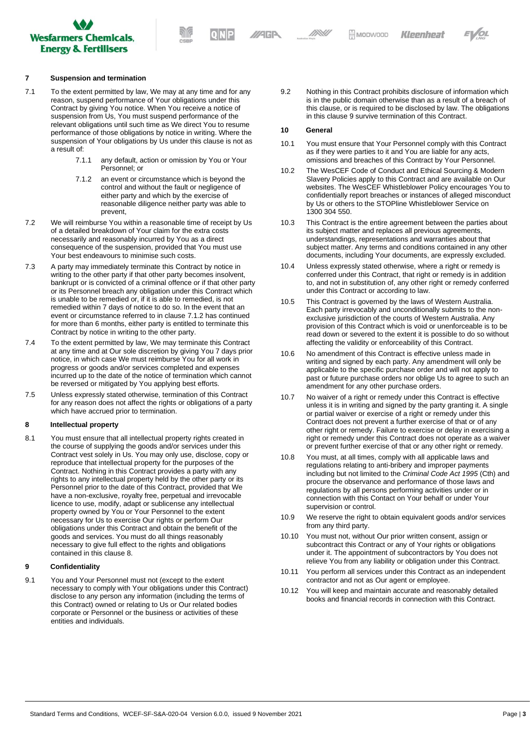## 7 Suspension and termination

7.1 To the extent permitted by law, We may at any time and for any reason, suspend performance of Your obligations under this Contract by giving You notice. When You receive a notice of suspension from Us, You must suspend performance of the relevant obligations until such time as We direct You to resume performance of those obligations by notice in writing. Where the suspension of Your obligations by Us under this clause is not as a result of:

7.1.1 any default, action or omission by You or Your Personnel; or

7.1.2 an event or circumstance which is beyond the control and without the fault or negligence of either party and which by the exercise of reasonable diligence neither party was able to prevent,

7.2 We will reimburse You within a reasonable time of receipt by Us of a detailed breakdown of Your claim for the extra costs necessarily and reasonably incurred by You as a direct consequence of the suspension, provided that You must use Your best endeavours to minimise such costs.

7.3 A party may immediately terminate this Contract by notice in writing to the other party if that other party becomes insolvent, bankrupt or is convicted of a criminal offence or if that other party or its Personnel breach any obligation under this Contract which is unable to be remedied or, if it is able to remedied, is not remedied within 7 days of notice to do so. In the event that an event or circumstance referred to in clause 7.1.2 has continued for more than 6 months, either party is entitled to terminate this Contract by notice in writing to the other party.

7.4 To the extent permitted by law, We may terminate this Contract at any time and at Our sole discretion by giving You 7 days prior notice, in which case We must reimburse You for all work in progress or goods and/or services completed and expenses incurred up to the date of the notice of termination which cannot be reversed or mitigated by You applying best efforts.

7.5 Unless expressly stated otherwise, termination of this Contract for any reason does not affect the rights or obligations of a party which have accrued prior to termination.

## 8 Intellectual property

8.1 You must ensure that all intellectual property rights created in the course of supplying the goods and/or services under this Contract vest solely in Us. You may only use, disclose, copy or reproduce that intellectual property for the purposes of the Contract. Nothing in this Contract provides a party with any rights to any intellectual property held by the other party or its Personnel prior to the date of this Contract, provided that We have a non-exclusive, royalty free, perpetual and irrevocable licence to use, modify, adapt or sublicense any intellectual property owned by You or Your Personnel to the extent necessary for Us to exercise Our rights or perform Our obligations under this Contract and obtain the benefit of the goods and services. You must do all things reasonably necessary to give full effect to the rights and obligations contained in this clause 8.

## 9 Confidentiality

9.1 You and Your Personnel must not (except to the extent necessary to comply with Your obligations under this Contract) disclose to any person any information (including the terms of this Contract) owned or relating to Us or Our related bodies corporate or Personnel or the business or activities of these entities and individuals.

9.2 Nothing in this Contract prohibits disclosure of information which is in the public domain otherwise than as a result of a breach of this clause, or is required to be disclosed by law. The obligations in this clause 9 survive termination of this Contract.

## 10 General

10.1 You must ensure that Your Personnel comply with this Contract as if they were parties to it and You are liable for any acts, omissions and breaches of this Contract by Your Personnel.

10.2 The WesCEF Code of Conduct and Ethical Sourcing & Modern Slavery Policies apply to this Contract and are available on Our websites. The WesCEF Whistleblower Policy encourages You to confidentially report breaches or instances of alleged misconduct by Us or others to the STOPline Whistleblower Service on 1300 304 550.

10.3 This Contract is the entire agreement between the parties about its subject matter and replaces all previous agreements, understandings, representations and warranties about that subject matter. Any terms and conditions contained in any other documents, including Your documents, are expressly excluded.

10.4 Unless expressly stated otherwise, where a right or remedy is conferred under this Contract, that right or remedy is in addition to, and not in substitution of, any other right or remedy conferred under this Contract or according to law.

10.5 This Contract is governed by the laws of Western Australia. Each party irrevocably and unconditionally submits to the non-exclusive jurisdiction of the courts of Western Australia. Any provision of this Contract which is void or unenforceable is to be read down or severed to the extent it is possible to do so without affecting the validity or enforceability of this Contract.

10.6 No amendment of this Contract is effective unless made in writing and signed by each party. Any amendment will only be applicable to the specific purchase order and will not apply to past or future purchase orders nor oblige Us to agree to such an amendment for any other purchase orders.

10.7 No waiver of a right or remedy under this Contract is effective unless it is in writing and signed by the party granting it. A single or partial waiver or exercise of a right or remedy under this Contract does not prevent a further exercise of that or of any other right or remedy. Failure to exercise or delay in exercising a right or remedy under this Contract does not operate as a waiver or prevent further exercise of that or any other right or remedy.

10.8 You must, at all times, comply with all applicable laws and regulations relating to anti-bribery and improper payments including but not limited to the *Criminal Code Act 1995* (Cth) and procure the observance and performance of those laws and regulations by all persons performing activities under or in connection with this Contact on Your behalf or under Your supervision or control.

10.9 We reserve the right to obtain equivalent goods and/or services from any third party.

10.10 You must not, without Our prior written consent, assign or subcontract this Contract or any of Your rights or obligations under it. The appointment of subcontractors by You does not relieve You from any liability or obligation under this Contract.

10.11 You perform all services under this Contract as an independent contractor and not as Our agent or employee.

10.12 You will keep and maintain accurate and reasonably detailed books and financial records in connection with this Contract.